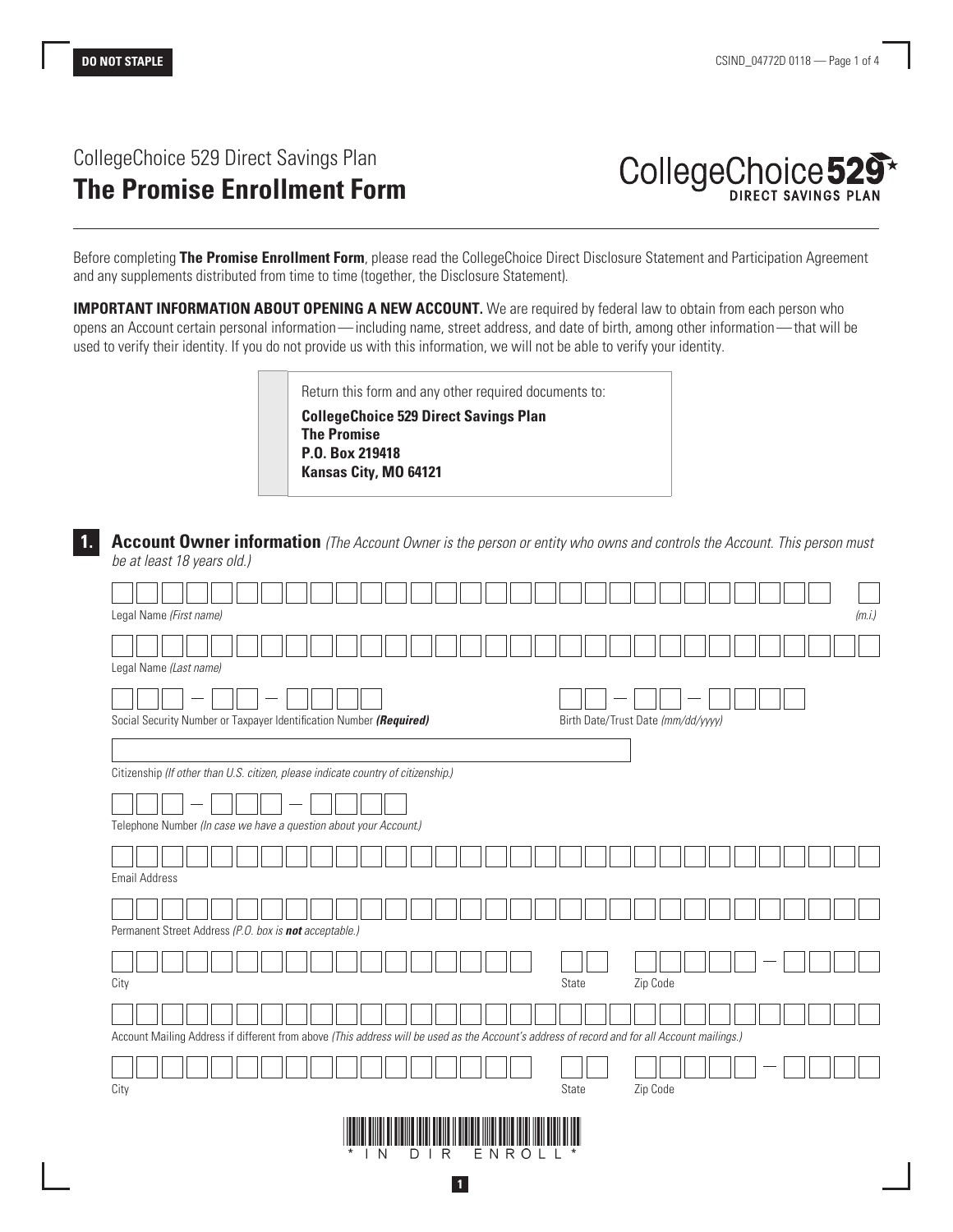**DO NOT STAPLE**

CollegeChoice 529 Direct Savings Plan

# The Promise Enrollment Form

Before completing **The Promise Enrollment Form**, please read the CollegeChoice Direct Disclosure Statement and Participation Agreement and any supplements distributed from time to time (together, the Disclosure Statement).

**IMPORTANT INFORMATION ABOUT OPENING A NEW ACCOUNT.** We are required by federal law to obtain from each person who opens an Account certain personal information — including name, street address, and date of birth, among other information — that will be used to verify their identity. If you do not provide us with this information, we will not be able to verify your identity.

Return this form and any other required documents to:

**CollegeChoice 529 Direct Savings Plan**
**The Promise**
**P.O. Box 219418**
**Kansas City, MO 64121**

## 1. Account Owner information

*(The Account Owner is the person or entity who owns and controls the Account. This person must be at least 18 years old.)*

Legal Name *(First name)* _______________________ *(m.i.)* ___

Legal Name *(Last name)* _______________________

Social Security Number or Taxpayer Identification Number ***(Required)*** ___ – __ – ____

Birth Date/Trust Date *(mm/dd/yyyy)* __ – __ – ____

Citizenship *(If other than U.S. citizen, please indicate country of citizenship.)* _______________________

Telephone Number *(In case we have a question about your Account.)* ___ – ___ – ____

Email Address _______________________

Permanent Street Address *(P.O. box is **not** acceptable.)* _______________________

City _______________ State __ Zip Code _____ – ____

Account Mailing Address if different from above *(This address will be used as the Account's address of record and for all Account mailings.)* _______________________

City _______________ State __ Zip Code _____ – ____

\* IN DIR ENROLL \*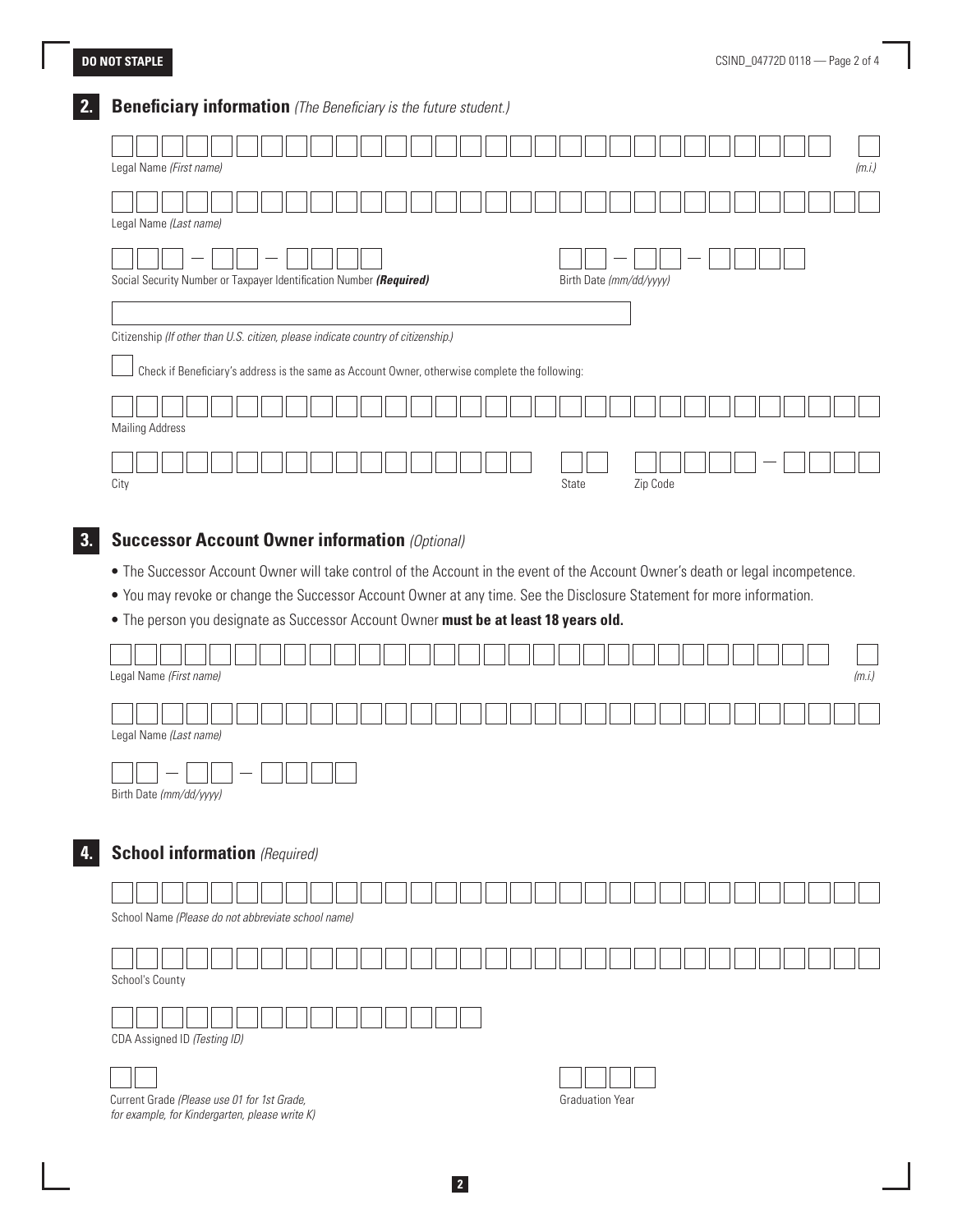DO NOT STAPLE

## 2. Beneficiary information *(The Beneficiary is the future student.)*

Legal Name *(First name)* *(m.i.)*

Legal Name *(Last name)*

Social Security Number or Taxpayer Identification Number ***(Required)***

Birth Date *(mm/dd/yyyy)*

Citizenship *(If other than U.S. citizen, please indicate country of citizenship.)*

☐ Check if Beneficiary's address is the same as Account Owner, otherwise complete the following:

Mailing Address

City

State

Zip Code

## 3. Successor Account Owner information *(Optional)*

- The Successor Account Owner will take control of the Account in the event of the Account Owner's death or legal incompetence.
- You may revoke or change the Successor Account Owner at any time. See the Disclosure Statement for more information.
- The person you designate as Successor Account Owner **must be at least 18 years old.**

Legal Name *(First name)* *(m.i.)*

Legal Name *(Last name)*

Birth Date *(mm/dd/yyyy)*

## 4. School information *(Required)*

School Name *(Please do not abbreviate school name)*

School's County

CDA Assigned ID *(Testing ID)*

Current Grade *(Please use 01 for 1st Grade, for example, for Kindergarten, please write K)*

Graduation Year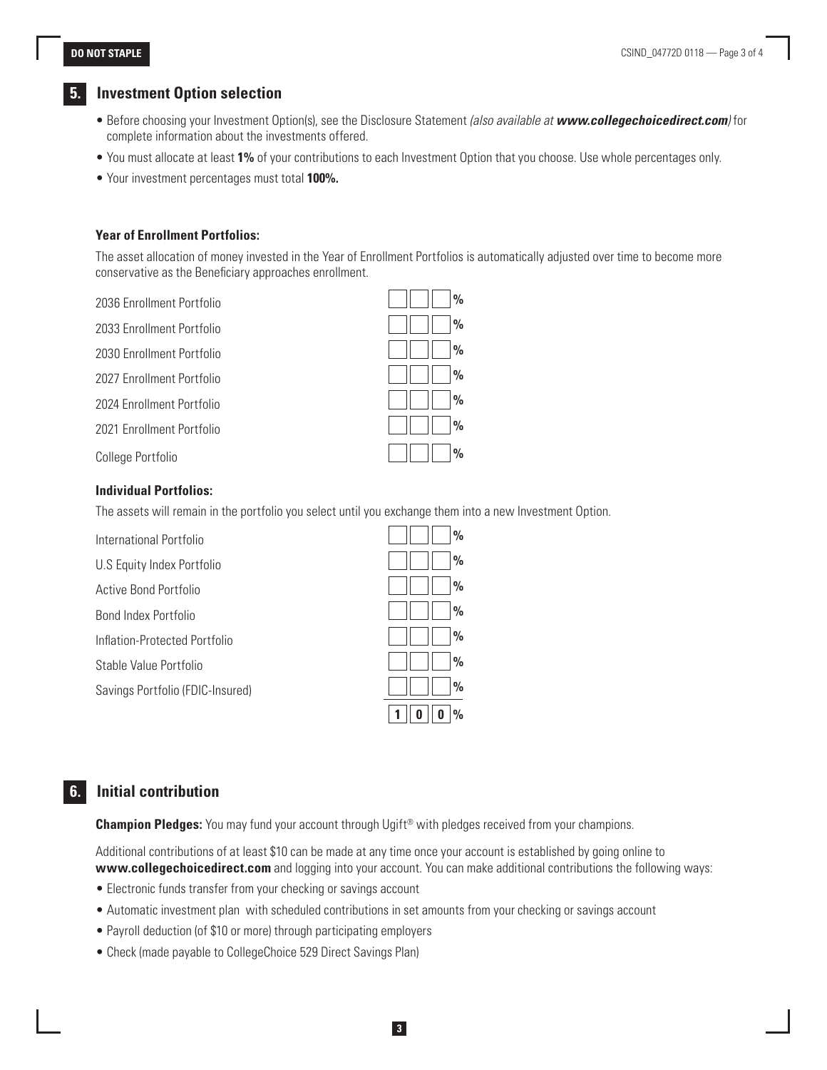## 5. Investment Option selection

- Before choosing your Investment Option(s), see the Disclosure Statement *(also available at* ***www.collegechoicedirect.com****)* for complete information about the investments offered.
- You must allocate at least **1%** of your contributions to each Investment Option that you choose. Use whole percentages only.
- Your investment percentages must total **100%.**

**Year of Enrollment Portfolios:**

The asset allocation of money invested in the Year of Enrollment Portfolios is automatically adjusted over time to become more conservative as the Beneficiary approaches enrollment.

| Portfolio | Allocation |
|---|---|
| 2036 Enrollment Portfolio | % |
| 2033 Enrollment Portfolio | % |
| 2030 Enrollment Portfolio | % |
| 2027 Enrollment Portfolio | % |
| 2024 Enrollment Portfolio | % |
| 2021 Enrollment Portfolio | % |
| College Portfolio | % |

**Individual Portfolios:**

The assets will remain in the portfolio you select until you exchange them into a new Investment Option.

| Portfolio | Allocation |
|---|---|
| International Portfolio | % |
| U.S Equity Index Portfolio | % |
| Active Bond Portfolio | % |
| Bond Index Portfolio | % |
| Inflation-Protected Portfolio | % |
| Stable Value Portfolio | % |
| Savings Portfolio (FDIC-Insured) | % |
| | 100% |

## 6. Initial contribution

**Champion Pledges:** You may fund your account through Ugift® with pledges received from your champions.

Additional contributions of at least $10 can be made at any time once your account is established by going online to **www.collegechoicedirect.com** and logging into your account. You can make additional contributions the following ways:

- Electronic funds transfer from your checking or savings account
- Automatic investment plan with scheduled contributions in set amounts from your checking or savings account
- Payroll deduction (of $10 or more) through participating employers
- Check (made payable to CollegeChoice 529 Direct Savings Plan)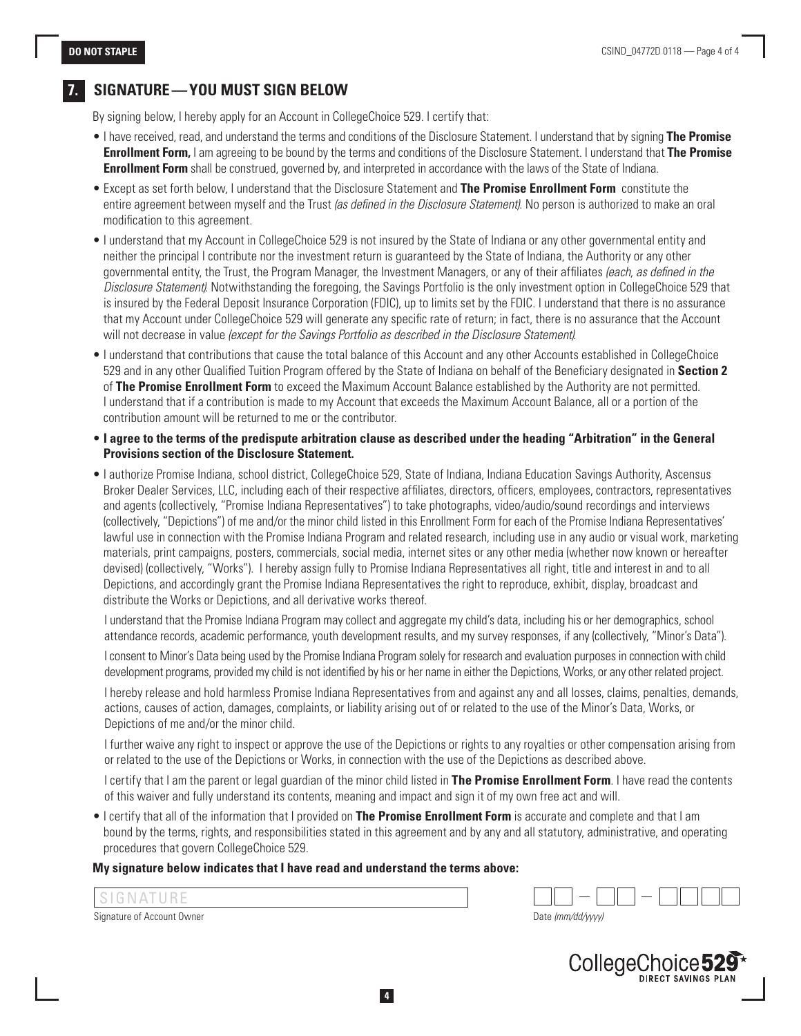**DO NOT STAPLE**

## 7. SIGNATURE — YOU MUST SIGN BELOW

By signing below, I hereby apply for an Account in CollegeChoice 529. I certify that:

- I have received, read, and understand the terms and conditions of the Disclosure Statement. I understand that by signing **The Promise Enrollment Form,** I am agreeing to be bound by the terms and conditions of the Disclosure Statement. I understand that **The Promise Enrollment Form** shall be construed, governed by, and interpreted in accordance with the laws of the State of Indiana.
- Except as set forth below, I understand that the Disclosure Statement and **The Promise Enrollment Form** constitute the entire agreement between myself and the Trust *(as defined in the Disclosure Statement)*. No person is authorized to make an oral modification to this agreement.
- I understand that my Account in CollegeChoice 529 is not insured by the State of Indiana or any other governmental entity and neither the principal I contribute nor the investment return is guaranteed by the State of Indiana, the Authority or any other governmental entity, the Trust, the Program Manager, the Investment Managers, or any of their affiliates *(each, as defined in the Disclosure Statement)*. Notwithstanding the foregoing, the Savings Portfolio is the only investment option in CollegeChoice 529 that is insured by the Federal Deposit Insurance Corporation (FDIC), up to limits set by the FDIC. I understand that there is no assurance that my Account under CollegeChoice 529 will generate any specific rate of return; in fact, there is no assurance that the Account will not decrease in value *(except for the Savings Portfolio as described in the Disclosure Statement)*.
- I understand that contributions that cause the total balance of this Account and any other Accounts established in CollegeChoice 529 and in any other Qualified Tuition Program offered by the State of Indiana on behalf of the Beneficiary designated in **Section 2** of **The Promise Enrollment Form** to exceed the Maximum Account Balance established by the Authority are not permitted. I understand that if a contribution is made to my Account that exceeds the Maximum Account Balance, all or a portion of the contribution amount will be returned to me or the contributor.
- **I agree to the terms of the predispute arbitration clause as described under the heading "Arbitration" in the General Provisions section of the Disclosure Statement.**
- I authorize Promise Indiana, school district, CollegeChoice 529, State of Indiana, Indiana Education Savings Authority, Ascensus Broker Dealer Services, LLC, including each of their respective affiliates, directors, officers, employees, contractors, representatives and agents (collectively, "Promise Indiana Representatives") to take photographs, video/audio/sound recordings and interviews (collectively, "Depictions") of me and/or the minor child listed in this Enrollment Form for each of the Promise Indiana Representatives' lawful use in connection with the Promise Indiana Program and related research, including use in any audio or visual work, marketing materials, print campaigns, posters, commercials, social media, internet sites or any other media (whether now known or hereafter devised) (collectively, "Works"). I hereby assign fully to Promise Indiana Representatives all right, title and interest in and to all Depictions, and accordingly grant the Promise Indiana Representatives the right to reproduce, exhibit, display, broadcast and distribute the Works or Depictions, and all derivative works thereof.

  I understand that the Promise Indiana Program may collect and aggregate my child's data, including his or her demographics, school attendance records, academic performance, youth development results, and my survey responses, if any (collectively, "Minor's Data").

  I consent to Minor's Data being used by the Promise Indiana Program solely for research and evaluation purposes in connection with child development programs, provided my child is not identified by his or her name in either the Depictions, Works, or any other related project.

  I hereby release and hold harmless Promise Indiana Representatives from and against any and all losses, claims, penalties, demands, actions, causes of action, damages, complaints, or liability arising out of or related to the use of the Minor's Data, Works, or Depictions of me and/or the minor child.

  I further waive any right to inspect or approve the use of the Depictions or rights to any royalties or other compensation arising from or related to the use of the Depictions or Works, in connection with the use of the Depictions as described above.

  I certify that I am the parent or legal guardian of the minor child listed in **The Promise Enrollment Form**. I have read the contents of this waiver and fully understand its contents, meaning and impact and sign it of my own free act and will.
- I certify that all of the information that I provided on **The Promise Enrollment Form** is accurate and complete and that I am bound by the terms, rights, and responsibilities stated in this agreement and by any and all statutory, administrative, and operating procedures that govern CollegeChoice 529.

**My signature below indicates that I have read and understand the terms above:**

SIGNATURE

Signature of Account Owner

☐☐ – ☐☐ – ☐☐☐☐

Date *(mm/dd/yyyy)*

CollegeChoice 529 DIRECT SAVINGS PLAN